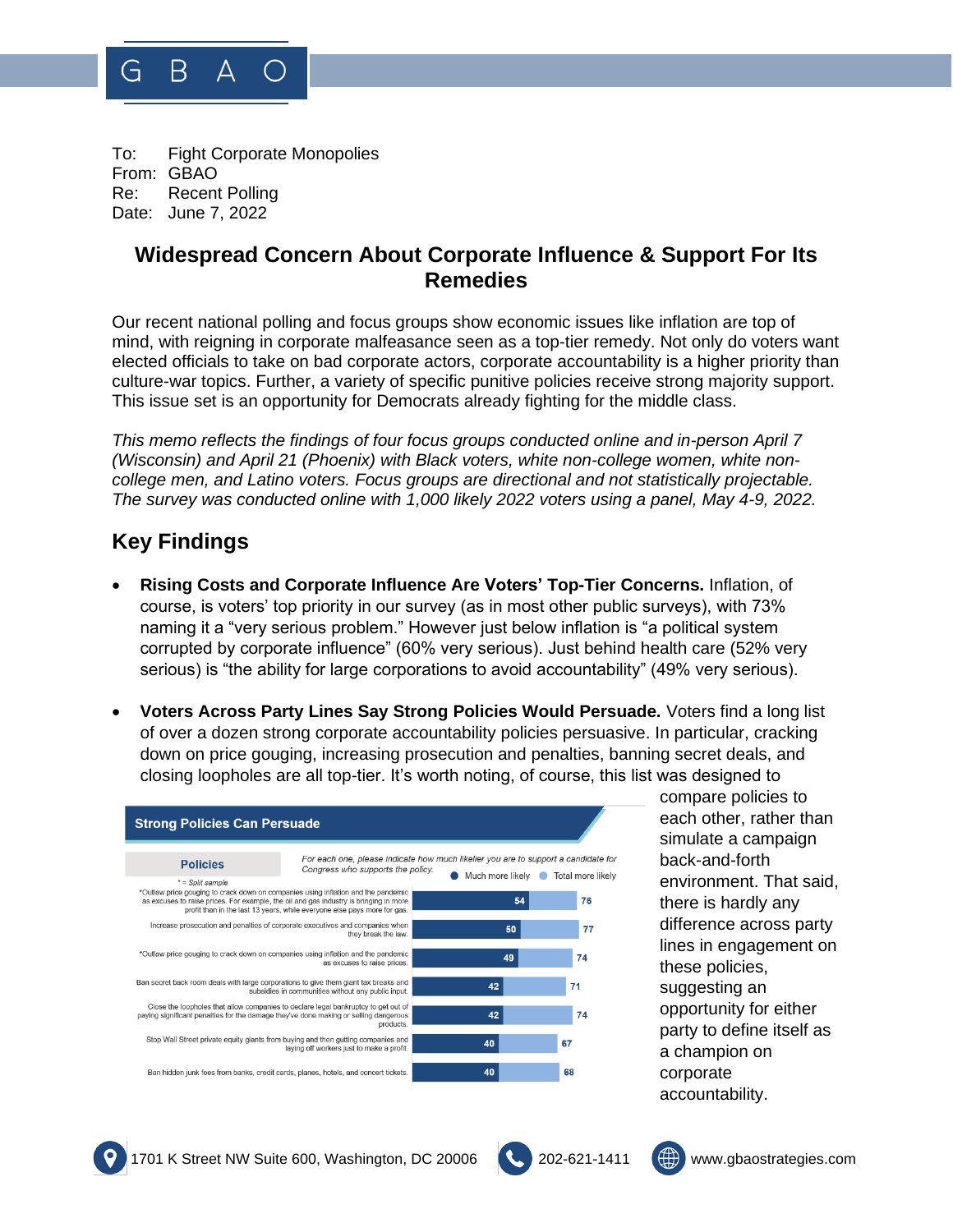To: Fight Corporate Monopolies
From: GBAO
Re: Recent Polling
Date: June 7, 2022

# Widespread Concern About Corporate Influence & Support For Its Remedies

Our recent national polling and focus groups show economic issues like inflation are top of mind, with reigning in corporate malfeasance seen as a top-tier remedy. Not only do voters want elected officials to take on bad corporate actors, corporate accountability is a higher priority than culture-war topics. Further, a variety of specific punitive policies receive strong majority support. This issue set is an opportunity for Democrats already fighting for the middle class.

*This memo reflects the findings of four focus groups conducted online and in-person April 7 (Wisconsin) and April 21 (Phoenix) with Black voters, white non-college women, white non-college men, and Latino voters. Focus groups are directional and not statistically projectable. The survey was conducted online with 1,000 likely 2022 voters using a panel, May 4-9, 2022.*

## Key Findings

- **Rising Costs and Corporate Influence Are Voters' Top-Tier Concerns.** Inflation, of course, is voters' top priority in our survey (as in most other public surveys), with 73% naming it a "very serious problem." However just below inflation is "a political system corrupted by corporate influence" (60% very serious). Just behind health care (52% very serious) is "the ability for large corporations to avoid accountability" (49% very serious).

- **Voters Across Party Lines Say Strong Policies Would Persuade.** Voters find a long list of over a dozen strong corporate accountability policies persuasive. In particular, cracking down on price gouging, increasing prosecution and penalties, banning secret deals, and closing loopholes are all top-tier. It's worth noting, of course, this list was designed to compare policies to each other, rather than simulate a campaign back-and-forth environment. That said, there is hardly any difference across party lines in engagement on these policies, suggesting an opportunity for either party to define itself as a champion on corporate accountability.

**Strong Policies Can Persuade**

*For each one, please indicate how much likelier you are to support a candidate for Congress who supports the policy.*

| Policies (* = Split sample) | Much more likely | Total more likely |
|---|---|---|
| *Outlaw price gouging to crack down on companies using inflation and the pandemic as excuses to raise prices. For example, the oil and gas industry is bringing in more profit than in the last 13 years, while everyone else pays more for gas. | 54 | 76 |
| Increase prosecution and penalties of corporate executives and companies when they break the law. | 50 | 77 |
| *Outlaw price gouging to crack down on companies using inflation and the pandemic as excuses to raise prices. | 49 | 74 |
| Ban secret back room deals with large corporations to give them giant tax breaks and subsidies in communities without any public input. | 42 | 71 |
| Close the loopholes that allow companies to declare legal bankruptcy to get out of paying significant penalties for the damage they've done making or selling dangerous products. | 42 | 74 |
| Stop Wall Street private equity giants from buying and then gutting companies and laying off workers just to make a profit. | 40 | 67 |
| Ban hidden junk fees from banks, credit cards, planes, hotels, and concert tickets. | 40 | 68 |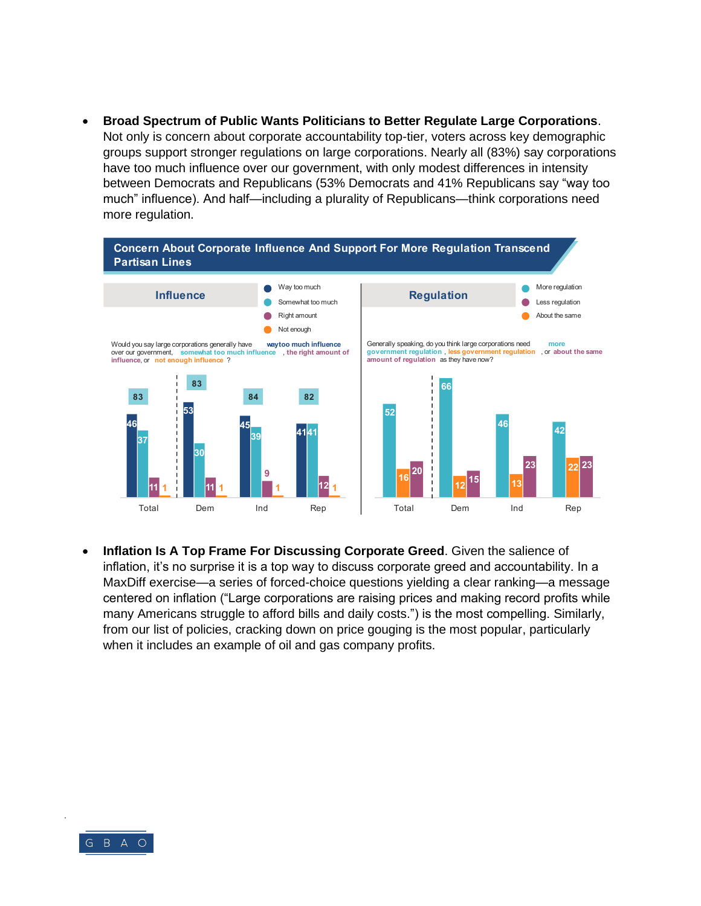- **Broad Spectrum of Public Wants Politicians to Better Regulate Large Corporations**. Not only is concern about corporate accountability top-tier, voters across key demographic groups support stronger regulations on large corporations. Nearly all (83%) say corporations have too much influence over our government, with only modest differences in intensity between Democrats and Republicans (53% Democrats and 41% Republicans say "way too much" influence). And half—including a plurality of Republicans—think corporations need more regulation.

**Concern About Corporate Influence And Support For More Regulation Transcend Partisan Lines**

**Influence**

Would you say large corporations generally have **way too much influence** over our government, **somewhat too much influence**, **the right amount of influence**, or **not enough influence**?

| | Total | Dem | Ind | Rep |
|---|---|---|---|---|
| Too much (total) | 83 | 83 | 84 | 82 |
| Way too much | 46 | 53 | 45 | 41 |
| Somewhat too much | 37 | 30 | 39 | 41 |
| Right amount | 11 | 11 | 9 | 12 |
| Not enough | 1 | 1 | 1 | 1 |

**Regulation**

Generally speaking, do you think large corporations need **more government regulation**, **less government regulation**, or **about the same amount of regulation** as they have now?

| | Total | Dem | Ind | Rep |
|---|---|---|---|---|
| More regulation | 52 | 66 | 46 | 42 |
| Less regulation | 20 | 15 | 23 | 23 |
| About the same | 16 | 12 | 13 | 22 |

- **Inflation Is A Top Frame For Discussing Corporate Greed**. Given the salience of inflation, it's no surprise it is a top way to discuss corporate greed and accountability. In a MaxDiff exercise—a series of forced-choice questions yielding a clear ranking—a message centered on inflation ("Large corporations are raising prices and making record profits while many Americans struggle to afford bills and daily costs.") is the most compelling. Similarly, from our list of policies, cracking down on price gouging is the most popular, particularly when it includes an example of oil and gas company profits.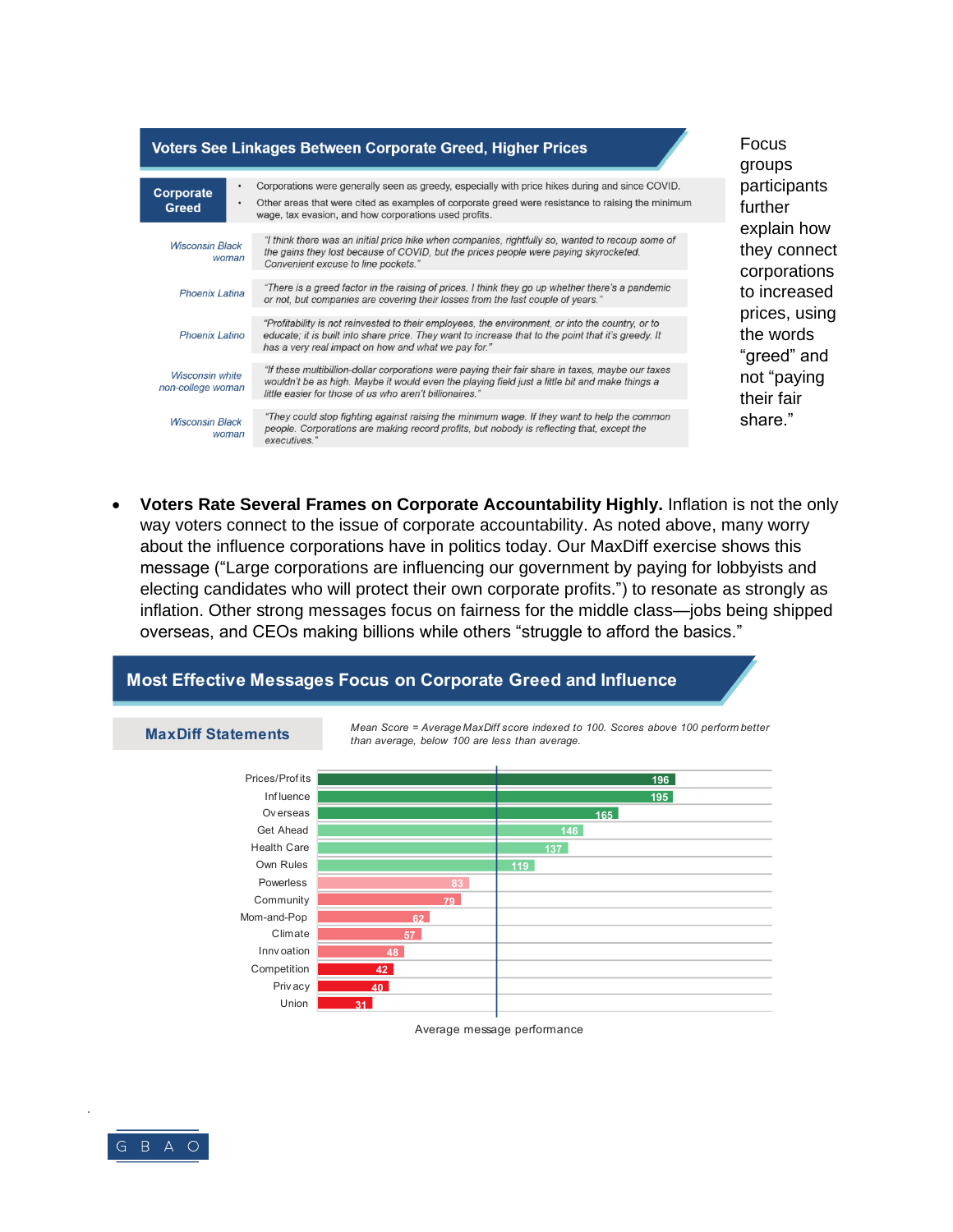## Voters See Linkages Between Corporate Greed, Higher Prices

**Corporate Greed**

- Corporations were generally seen as greedy, especially with price hikes during and since COVID.
- Other areas that were cited as examples of corporate greed were resistance to raising the minimum wage, tax evasion, and how corporations used profits.

| | |
|---|---|
| *Wisconsin Black woman* | *"I think there was an initial price hike when companies, rightfully so, wanted to recoup some of the gains they lost because of COVID, but the prices people were paying skyrocketed. Convenient excuse to line pockets."* |
| *Phoenix Latina* | *"There is a greed factor in the raising of prices. I think they go up whether there's a pandemic or not, but companies are covering their losses from the last couple of years."* |
| *Phoenix Latino* | *"Profitability is not reinvested to their employees, the environment, or into the country, or to educate; it is built into share price. They want to increase that to the point that it's greedy. It has a very real impact on how and what we pay for."* |
| *Wisconsin white non-college woman* | *"If these multibillion-dollar corporations were paying their fair share in taxes, maybe our taxes wouldn't be as high. Maybe it would even the playing field just a little bit and make things a little easier for those of us who aren't billionaires."* |
| *Wisconsin Black woman* | *"They could stop fighting against raising the minimum wage. If they want to help the common people. Corporations are making record profits, but nobody is reflecting that, except the executives."* |

Focus groups participants further explain how they connect corporations to increased prices, using the words "greed" and not "paying their fair share."

- **Voters Rate Several Frames on Corporate Accountability Highly.** Inflation is not the only way voters connect to the issue of corporate accountability. As noted above, many worry about the influence corporations have in politics today. Our MaxDiff exercise shows this message ("Large corporations are influencing our government by paying for lobbyists and electing candidates who will protect their own corporate profits.") to resonate as strongly as inflation. Other strong messages focus on fairness for the middle class—jobs being shipped overseas, and CEOs making billions while others "struggle to afford the basics."

## Most Effective Messages Focus on Corporate Greed and Influence

**MaxDiff Statements**

*Mean Score = Average MaxDiff score indexed to 100. Scores above 100 perform better than average, below 100 are less than average.*

| MaxDiff Statement | Mean Score |
|---|---|
| Prices/Profits | 196 |
| Influence | 195 |
| Overseas | 165 |
| Get Ahead | 146 |
| Health Care | 137 |
| Own Rules | 119 |
| Powerless | 83 |
| Community | 79 |
| Mom-and-Pop | 62 |
| Climate | 57 |
| Innvoation | 48 |
| Competition | 42 |
| Privacy | 40 |
| Union | 31 |

Average message performance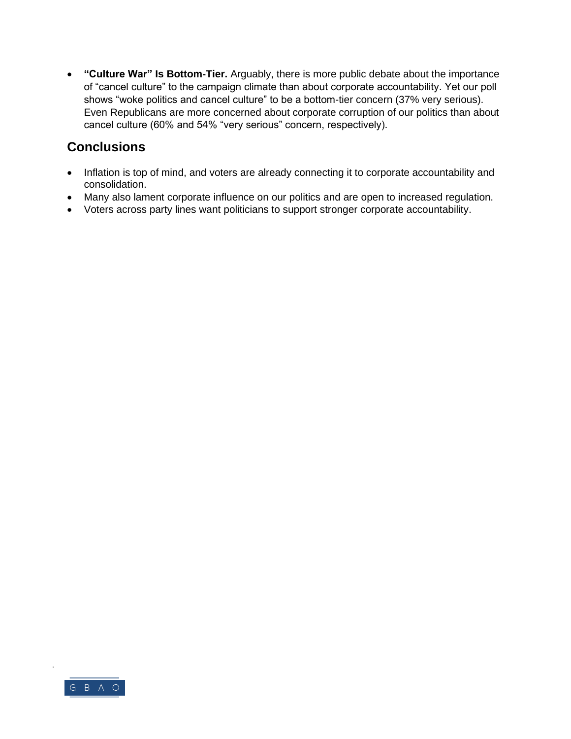- **"Culture War" Is Bottom-Tier.** Arguably, there is more public debate about the importance of "cancel culture" to the campaign climate than about corporate accountability. Yet our poll shows "woke politics and cancel culture" to be a bottom-tier concern (37% very serious). Even Republicans are more concerned about corporate corruption of our politics than about cancel culture (60% and 54% "very serious" concern, respectively).

## Conclusions

- Inflation is top of mind, and voters are already connecting it to corporate accountability and consolidation.
- Many also lament corporate influence on our politics and are open to increased regulation.
- Voters across party lines want politicians to support stronger corporate accountability.